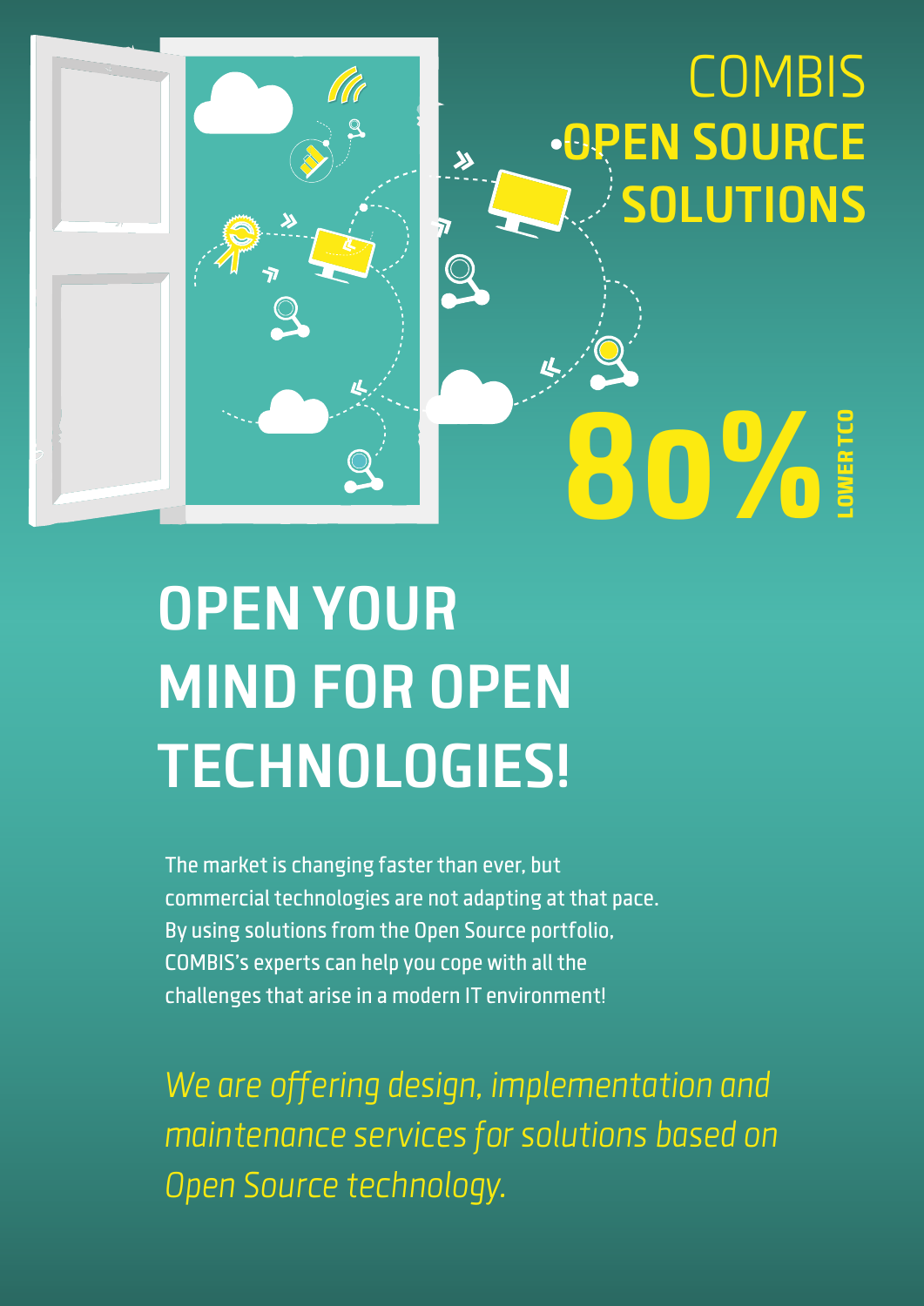# COMBIS OPEN SOURCE SOLUTIONS

**80%** LOWER TCO

## OPEN YOUR MIND FOR OPEN TECHNOLOGIES!

The market is changing faster than ever, but commercial technologies are not adapting at that pace. By using solutions from the Open Source portfolio, COMBIS's experts can help you cope with all the challenges that arise in a modern IT environment!

*We are offering design, implementation and maintenance services for solutions based on Open Source technology.*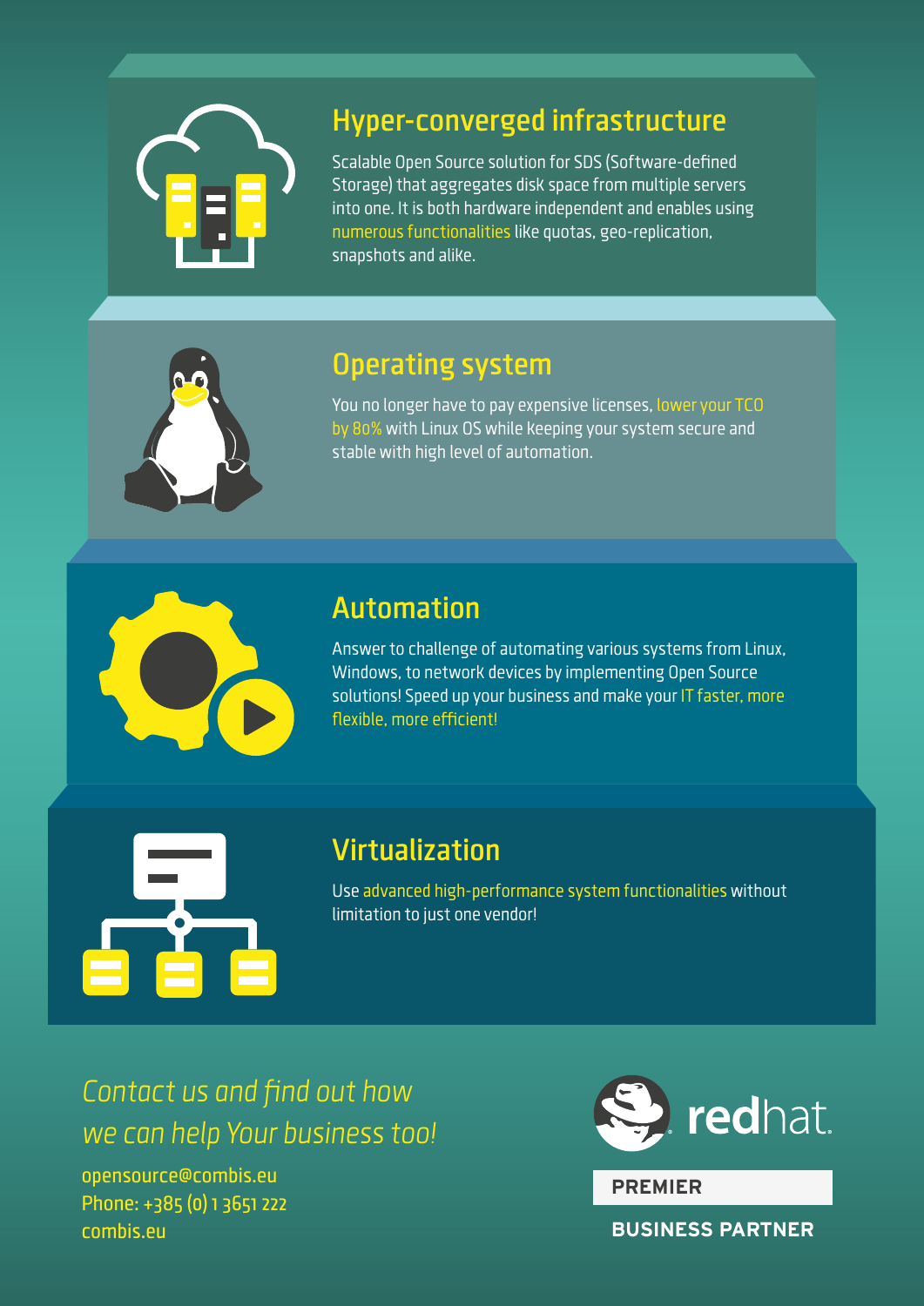## Hyper-converged infrastructure

Scalable Open Source solution for SDS (Software-defined Storage) that aggregates disk space from multiple servers into one. It is both hardware independent and enables using numerous functionalities like quotas, geo-replication, snapshots and alike.

## Operating system

You no longer have to pay expensive licenses, lower your TCO by 80% with Linux OS while keeping your system secure and stable with high level of automation.

## Automation

Answer to challenge of automating various systems from Linux, Windows, to network devices by implementing Open Source solutions! Speed up your business and make your IT faster, more flexible, more efficient!

## Virtualization

Use advanced high-performance system functionalities without limitation to just one vendor!

*Contact us and find out how we can help Your business too!*

opensource@combis.eu
Phone: +385 (0) 1 3651 222
combis.eu

redhat.

PREMIER

BUSINESS PARTNER